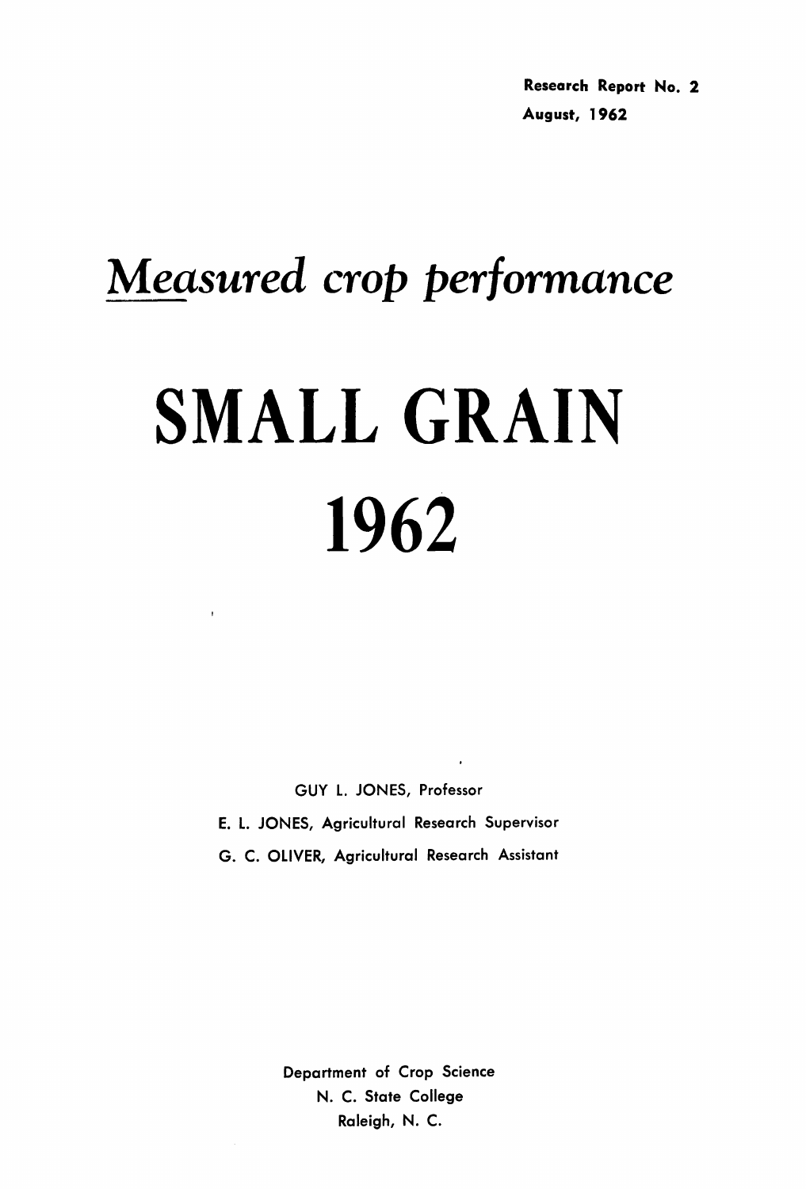Research Report No. 2
August, 1962

# *Measured crop performance*

# SMALL GRAIN 1962

GUY L. JONES, Professor

E. L. JONES, Agricultural Research Supervisor

G. C. OLIVER, Agricultural Research Assistant

Department of Crop Science
N. C. State College
Raleigh, N. C.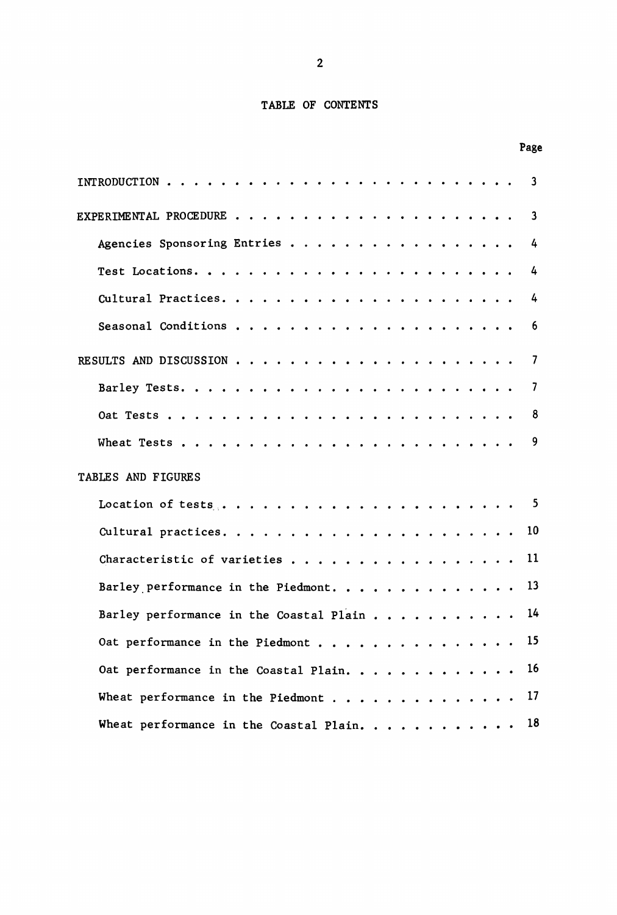# TABLE OF CONTENTS

| | Page |
|---|---|
| INTRODUCTION | 3 |
| EXPERIMENTAL PROCEDURE | 3 |
| Agencies Sponsoring Entries | 4 |
| Test Locations | 4 |
| Cultural Practices | 4 |
| Seasonal Conditions | 6 |
| RESULTS AND DISCUSSION | 7 |
| Barley Tests | 7 |
| Oat Tests | 8 |
| Wheat Tests | 9 |
| TABLES AND FIGURES | |
| Location of tests | 5 |
| Cultural practices | 10 |
| Characteristic of varieties | 11 |
| Barley performance in the Piedmont | 13 |
| Barley performance in the Coastal Plain | 14 |
| Oat performance in the Piedmont | 15 |
| Oat performance in the Coastal Plain | 16 |
| Wheat performance in the Piedmont | 17 |
| Wheat performance in the Coastal Plain | 18 |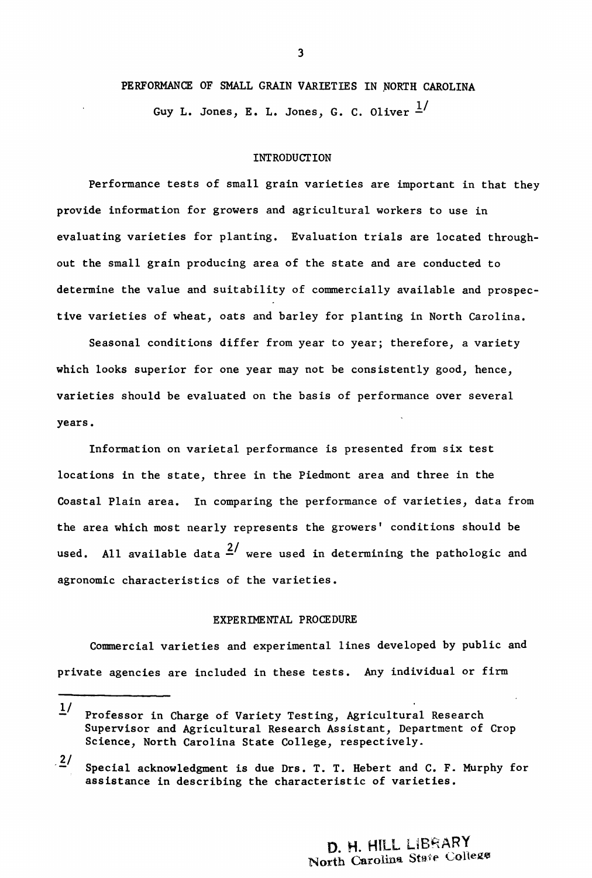# PERFORMANCE OF SMALL GRAIN VARIETIES IN NORTH CAROLINA

Guy L. Jones, E. L. Jones, G. C. Oliver [1/]

## INTRODUCTION

Performance tests of small grain varieties are important in that they provide information for growers and agricultural workers to use in evaluating varieties for planting. Evaluation trials are located throughout the small grain producing area of the state and are conducted to determine the value and suitability of commercially available and prospective varieties of wheat, oats and barley for planting in North Carolina.

Seasonal conditions differ from year to year; therefore, a variety which looks superior for one year may not be consistently good, hence, varieties should be evaluated on the basis of performance over several years.

Information on varietal performance is presented from six test locations in the state, three in the Piedmont area and three in the Coastal Plain area. In comparing the performance of varieties, data from the area which most nearly represents the growers' conditions should be used. All available data [2/] were used in determining the pathologic and agronomic characteristics of the varieties.

## EXPERIMENTAL PROCEDURE

Commercial varieties and experimental lines developed by public and private agencies are included in these tests. Any individual or firm

---

1/ Professor in Charge of Variety Testing, Agricultural Research Supervisor and Agricultural Research Assistant, Department of Crop Science, North Carolina State College, respectively.

2/ Special acknowledgment is due Drs. T. T. Hebert and C. F. Murphy for assistance in describing the characteristic of varieties.

D. H. HILL LIBRARY
North Carolina State College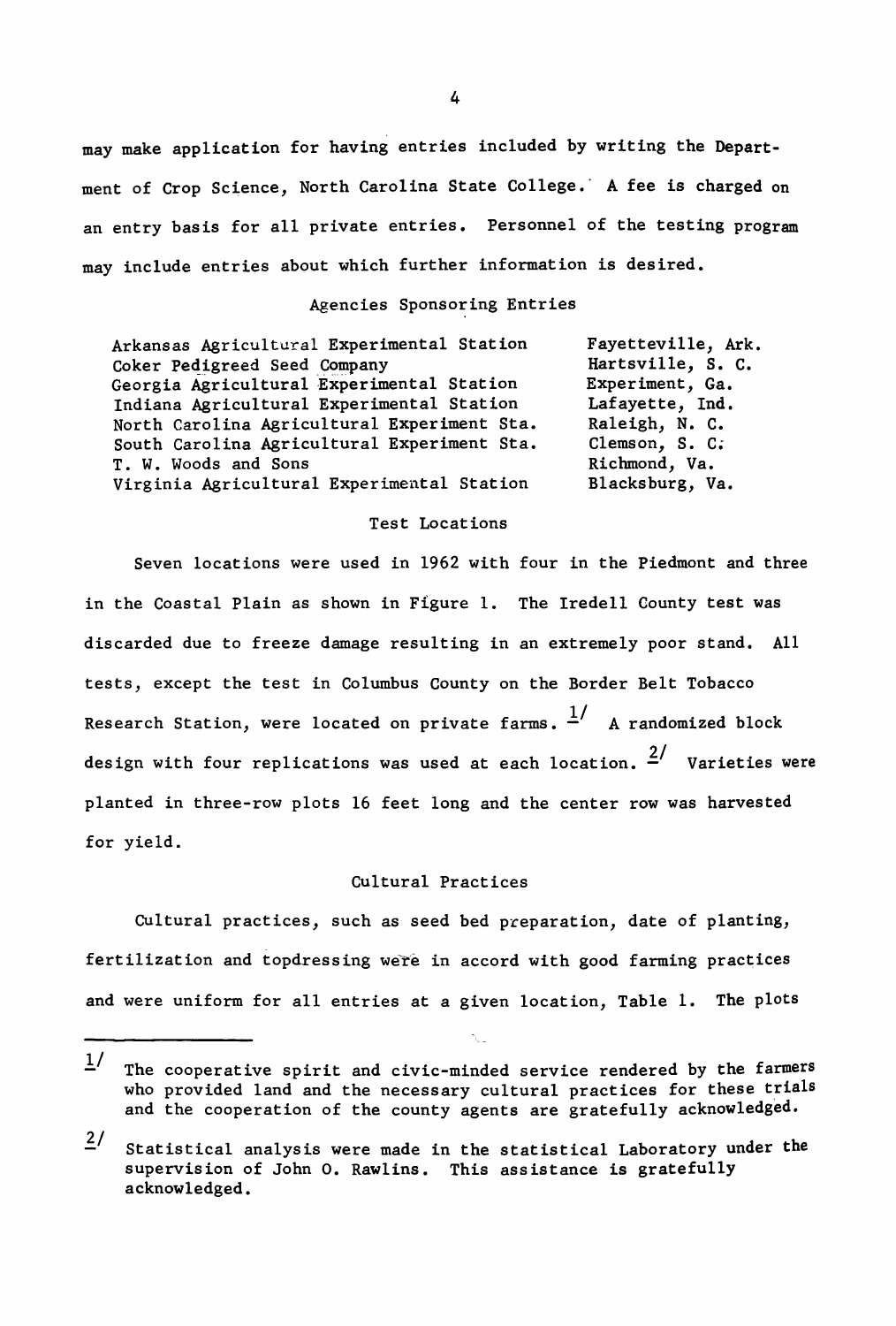may make application for having entries included by writing the Department of Crop Science, North Carolina State College. A fee is charged on an entry basis for all private entries. Personnel of the testing program may include entries about which further information is desired.

## Agencies Sponsoring Entries

| Agency | Location |
|---|---|
| Arkansas Agricultural Experimental Station | Fayetteville, Ark. |
| Coker Pedigreed Seed Company | Hartsville, S. C. |
| Georgia Agricultural Experimental Station | Experiment, Ga. |
| Indiana Agricultural Experimental Station | Lafayette, Ind. |
| North Carolina Agricultural Experiment Sta. | Raleigh, N. C. |
| South Carolina Agricultural Experiment Sta. | Clemson, S. C. |
| T. W. Woods and Sons | Richmond, Va. |
| Virginia Agricultural Experimental Station | Blacksburg, Va. |

## Test Locations

Seven locations were used in 1962 with four in the Piedmont and three in the Coastal Plain as shown in Figure 1. The Iredell County test was discarded due to freeze damage resulting in an extremely poor stand. All tests, except the test in Columbus County on the Border Belt Tobacco Research Station, were located on private farms.[1/] A randomized block design with four replications was used at each location.[2/] Varieties were planted in three-row plots 16 feet long and the center row was harvested for yield.

## Cultural Practices

Cultural practices, such as seed bed preparation, date of planting, fertilization and topdressing were in accord with good farming practices and were uniform for all entries at a given location, Table 1. The plots

---

1/ The cooperative spirit and civic-minded service rendered by the farmers who provided land and the necessary cultural practices for these trials and the cooperation of the county agents are gratefully acknowledged.

2/ Statistical analysis were made in the statistical Laboratory under the supervision of John O. Rawlins. This assistance is gratefully acknowledged.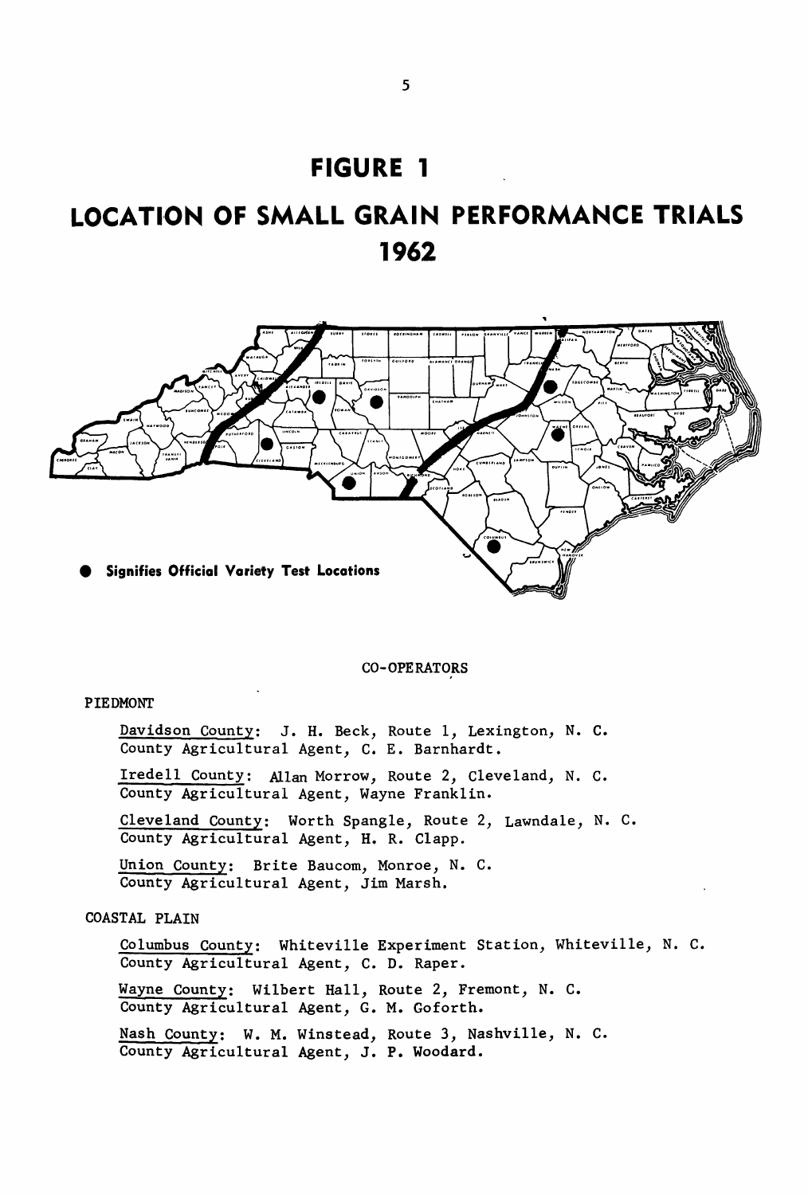# FIGURE 1

# LOCATION OF SMALL GRAIN PERFORMANCE TRIALS 1962

● Signifies Official Variety Test Locations

CO-OPERATORS

PIEDMONT

Davidson County: J. H. Beck, Route 1, Lexington, N. C.
County Agricultural Agent, C. E. Barnhardt.

Iredell County: Allan Morrow, Route 2, Cleveland, N. C.
County Agricultural Agent, Wayne Franklin.

Cleveland County: Worth Spangle, Route 2, Lawndale, N. C.
County Agricultural Agent, H. R. Clapp.

Union County: Brite Baucom, Monroe, N. C.
County Agricultural Agent, Jim Marsh.

COASTAL PLAIN

Columbus County: Whiteville Experiment Station, Whiteville, N. C.
County Agricultural Agent, C. D. Raper.

Wayne County: Wilbert Hall, Route 2, Fremont, N. C.
County Agricultural Agent, G. M. Goforth.

Nash County: W. M. Winstead, Route 3, Nashville, N. C.
County Agricultural Agent, J. P. Woodard.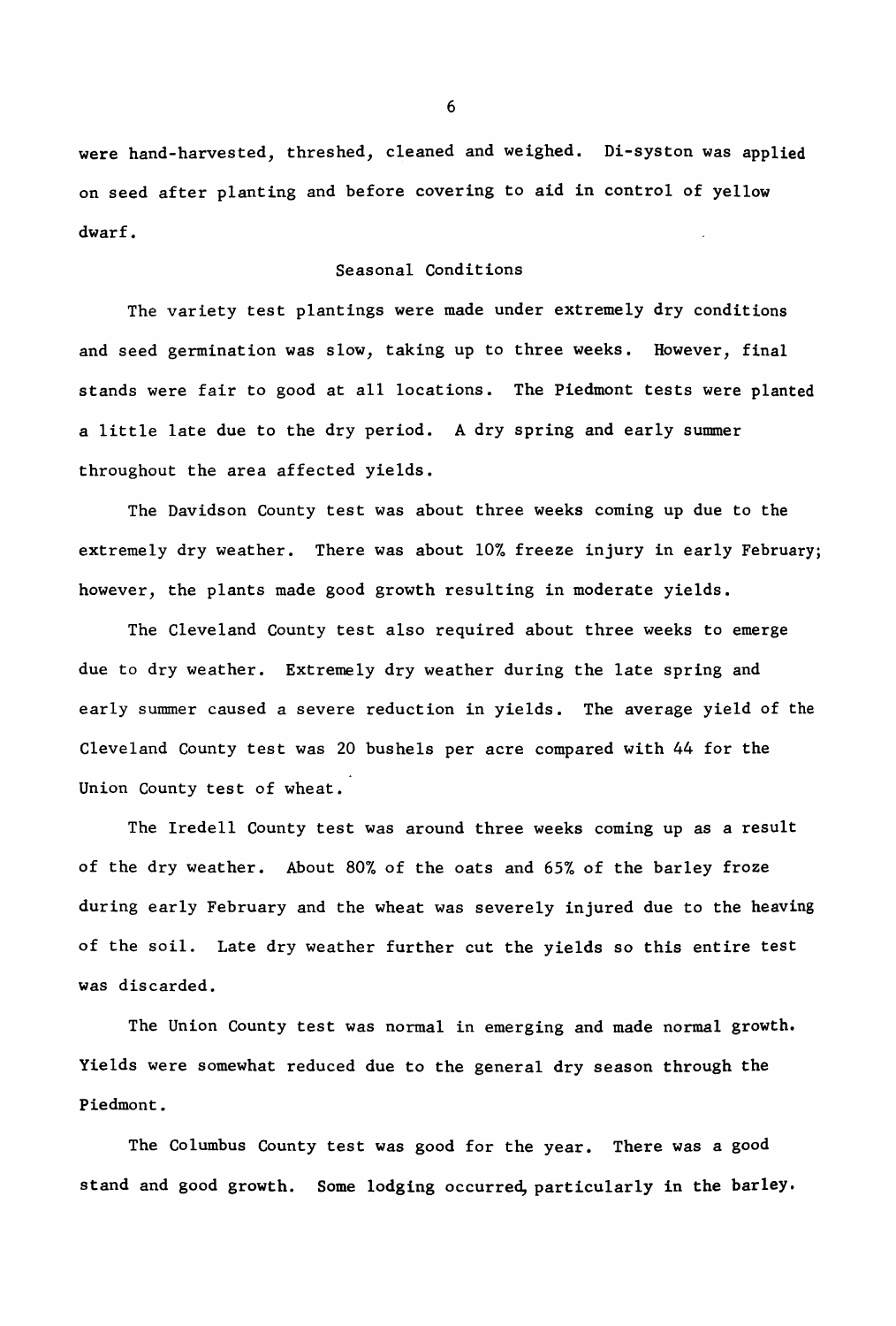were hand-harvested, threshed, cleaned and weighed. Di-syston was applied on seed after planting and before covering to aid in control of yellow dwarf.

## Seasonal Conditions

The variety test plantings were made under extremely dry conditions and seed germination was slow, taking up to three weeks. However, final stands were fair to good at all locations. The Piedmont tests were planted a little late due to the dry period. A dry spring and early summer throughout the area affected yields.

The Davidson County test was about three weeks coming up due to the extremely dry weather. There was about 10% freeze injury in early February; however, the plants made good growth resulting in moderate yields.

The Cleveland County test also required about three weeks to emerge due to dry weather. Extremely dry weather during the late spring and early summer caused a severe reduction in yields. The average yield of the Cleveland County test was 20 bushels per acre compared with 44 for the Union County test of wheat.

The Iredell County test was around three weeks coming up as a result of the dry weather. About 80% of the oats and 65% of the barley froze during early February and the wheat was severely injured due to the heaving of the soil. Late dry weather further cut the yields so this entire test was discarded.

The Union County test was normal in emerging and made normal growth. Yields were somewhat reduced due to the general dry season through the Piedmont.

The Columbus County test was good for the year. There was a good stand and good growth. Some lodging occurred, particularly in the barley.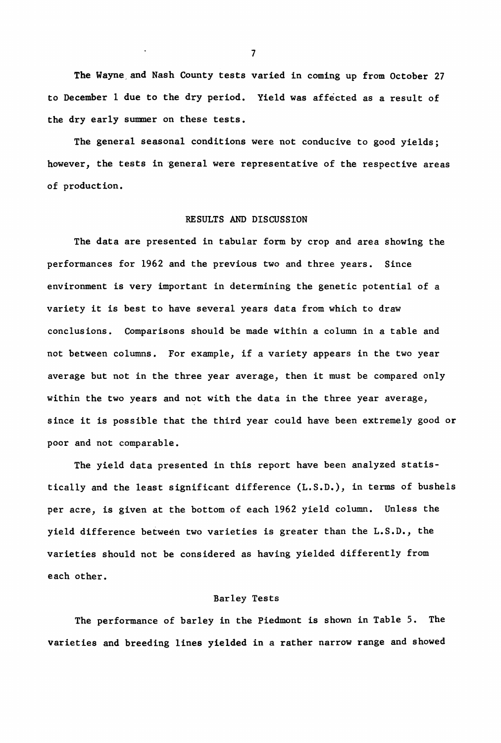The Wayne and Nash County tests varied in coming up from October 27 to December 1 due to the dry period. Yield was affected as a result of the dry early summer on these tests.

The general seasonal conditions were not conducive to good yields; however, the tests in general were representative of the respective areas of production.

## RESULTS AND DISCUSSION

The data are presented in tabular form by crop and area showing the performances for 1962 and the previous two and three years. Since environment is very important in determining the genetic potential of a variety it is best to have several years data from which to draw conclusions. Comparisons should be made within a column in a table and not between columns. For example, if a variety appears in the two year average but not in the three year average, then it must be compared only within the two years and not with the data in the three year average, since it is possible that the third year could have been extremely good or poor and not comparable.

The yield data presented in this report have been analyzed statistically and the least significant difference (L.S.D.), in terms of bushels per acre, is given at the bottom of each 1962 yield column. Unless the yield difference between two varieties is greater than the L.S.D., the varieties should not be considered as having yielded differently from each other.

### Barley Tests

The performance of barley in the Piedmont is shown in Table 5. The varieties and breeding lines yielded in a rather narrow range and showed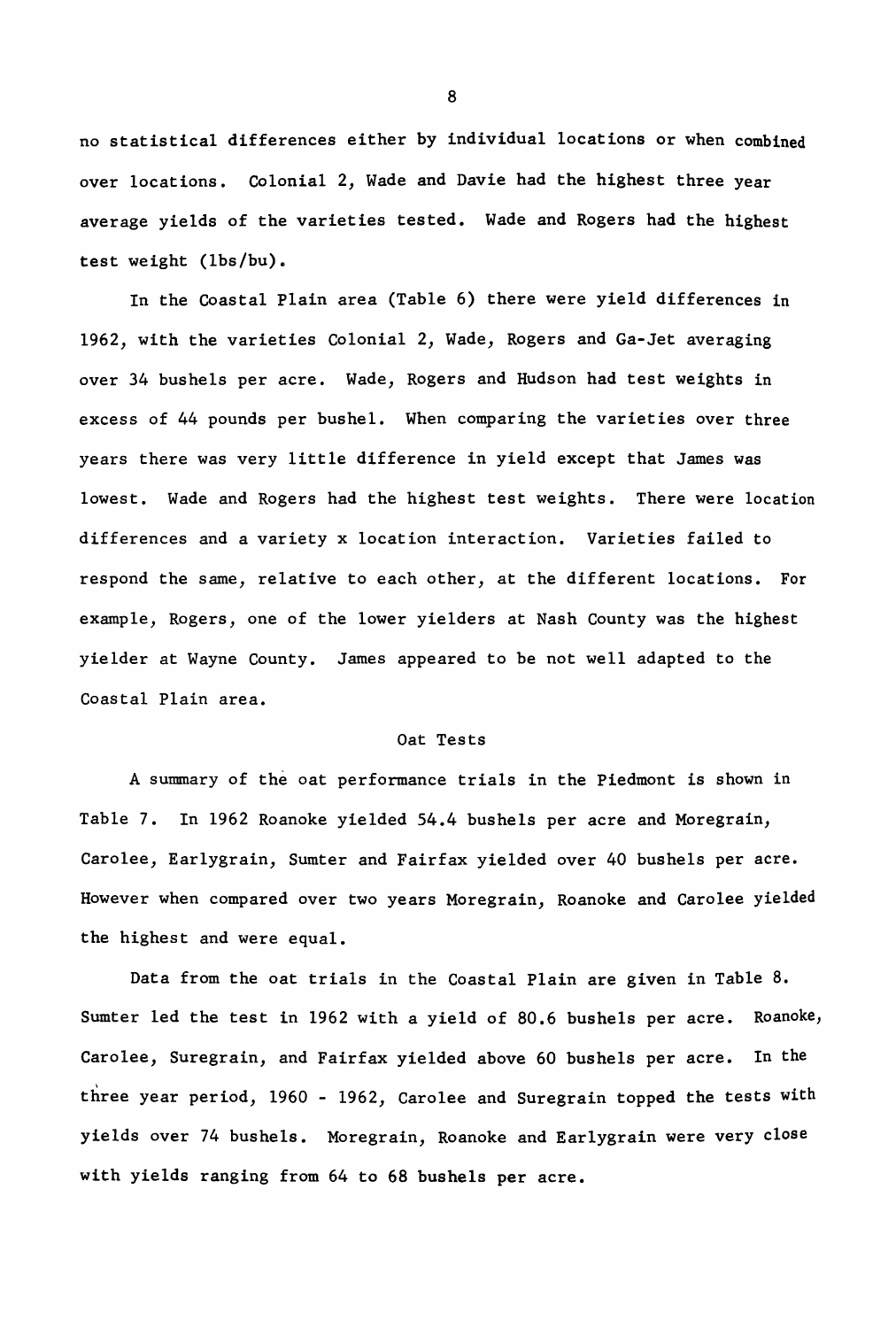no statistical differences either by individual locations or when combined over locations. Colonial 2, Wade and Davie had the highest three year average yields of the varieties tested. Wade and Rogers had the highest test weight (lbs/bu).

In the Coastal Plain area (Table 6) there were yield differences in 1962, with the varieties Colonial 2, Wade, Rogers and Ga-Jet averaging over 34 bushels per acre. Wade, Rogers and Hudson had test weights in excess of 44 pounds per bushel. When comparing the varieties over three years there was very little difference in yield except that James was lowest. Wade and Rogers had the highest test weights. There were location differences and a variety x location interaction. Varieties failed to respond the same, relative to each other, at the different locations. For example, Rogers, one of the lower yielders at Nash County was the highest yielder at Wayne County. James appeared to be not well adapted to the Coastal Plain area.

## Oat Tests

A summary of the oat performance trials in the Piedmont is shown in Table 7. In 1962 Roanoke yielded 54.4 bushels per acre and Moregrain, Carolee, Earlygrain, Sumter and Fairfax yielded over 40 bushels per acre. However when compared over two years Moregrain, Roanoke and Carolee yielded the highest and were equal.

Data from the oat trials in the Coastal Plain are given in Table 8. Sumter led the test in 1962 with a yield of 80.6 bushels per acre. Roanoke, Carolee, Suregrain, and Fairfax yielded above 60 bushels per acre. In the three year period, 1960 - 1962, Carolee and Suregrain topped the tests with yields over 74 bushels. Moregrain, Roanoke and Earlygrain were very close with yields ranging from 64 to 68 bushels per acre.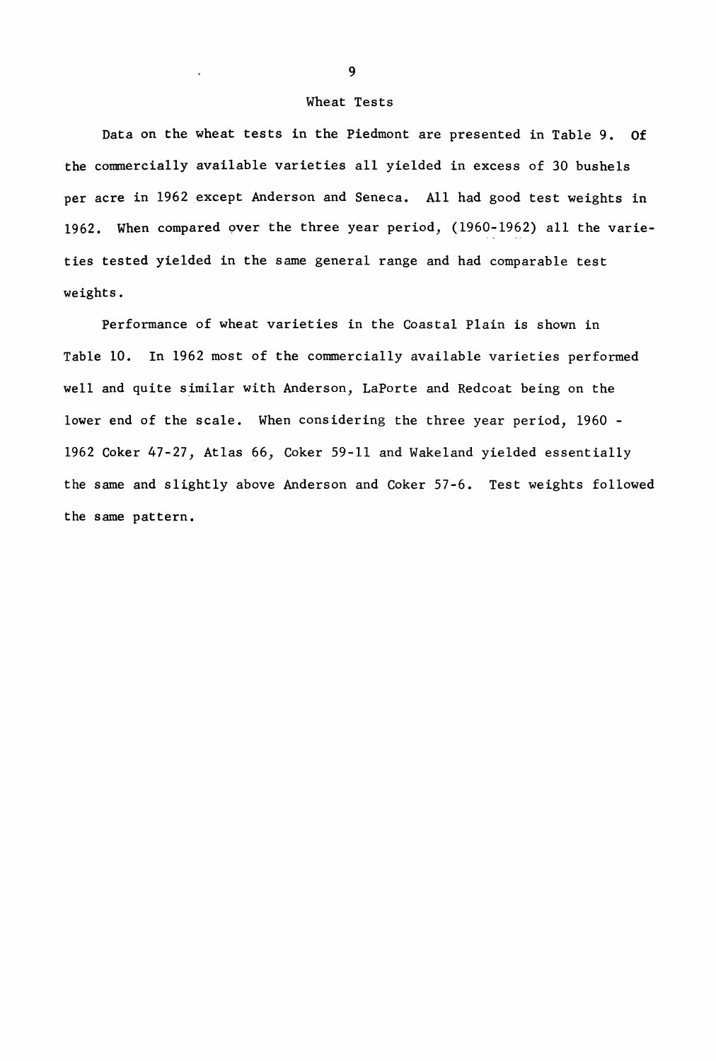## Wheat Tests

Data on the wheat tests in the Piedmont are presented in Table 9. Of the commercially available varieties all yielded in excess of 30 bushels per acre in 1962 except Anderson and Seneca. All had good test weights in 1962. When compared over the three year period, (1960-1962) all the varieties tested yielded in the same general range and had comparable test weights.

Performance of wheat varieties in the Coastal Plain is shown in Table 10. In 1962 most of the commercially available varieties performed well and quite similar with Anderson, LaPorte and Redcoat being on the lower end of the scale. When considering the three year period, 1960 - 1962 Coker 47-27, Atlas 66, Coker 59-11 and Wakeland yielded essentially the same and slightly above Anderson and Coker 57-6. Test weights followed the same pattern.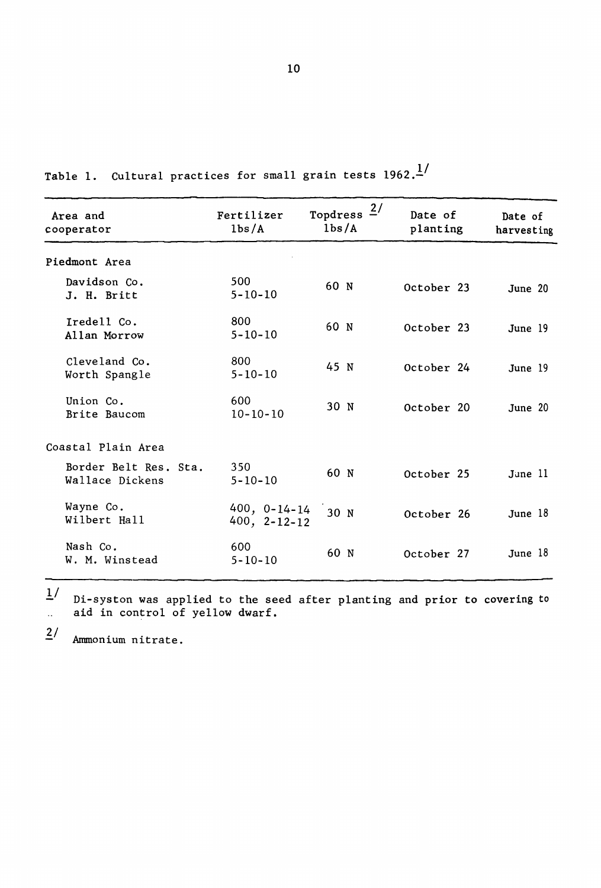Table 1. Cultural practices for small grain tests 1962.[1/]

| Area and cooperator | Fertilizer lbs/A | Topdress [2/] lbs/A | Date of planting | Date of harvesting |
|---|---|---|---|---|
| Piedmont Area | | | | |
| Davidson Co. J. H. Britt | 500 5-10-10 | 60 N | October 23 | June 20 |
| Iredell Co. Allan Morrow | 800 5-10-10 | 60 N | October 23 | June 19 |
| Cleveland Co. Worth Spangle | 800 5-10-10 | 45 N | October 24 | June 19 |
| Union Co. Brite Baucom | 600 10-10-10 | 30 N | October 20 | June 20 |
| Coastal Plain Area | | | | |
| Border Belt Res. Sta. Wallace Dickens | 350 5-10-10 | 60 N | October 25 | June 11 |
| Wayne Co. Wilbert Hall | 400, 0-14-14 400, 2-12-12 | 30 N | October 26 | June 18 |
| Nash Co. W. M. Winstead | 600 5-10-10 | 60 N | October 27 | June 18 |

[1/] Di-syston was applied to the seed after planting and prior to covering to aid in control of yellow dwarf.

[2/] Ammonium nitrate.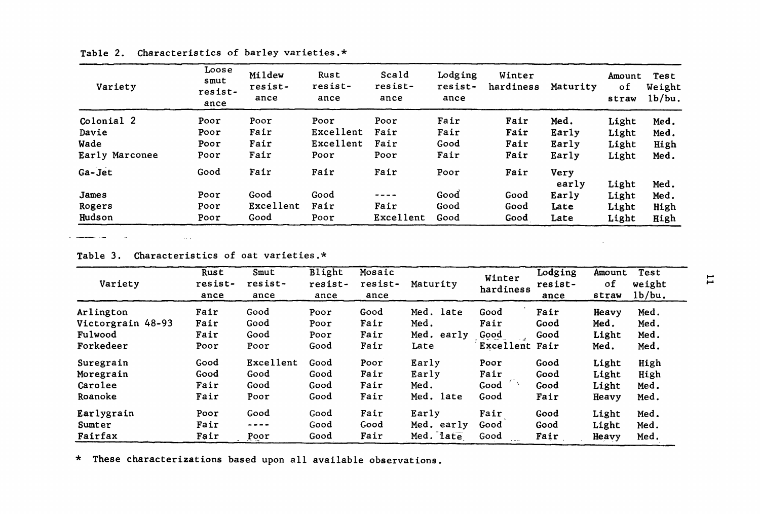Table 2. Characteristics of barley varieties.*

| Variety | Loose smut resistance | Mildew resistance | Rust resistance | Scald resistance | Lodging resistance | Winter hardiness | Maturity | Amount of straw | Test Weight lb/bu. |
|---|---|---|---|---|---|---|---|---|---|
| Colonial 2 | Poor | Poor | Poor | Poor | Fair | Fair | Med. | Light | Med. |
| Davie | Poor | Fair | Excellent | Fair | Fair | Fair | Early | Light | Med. |
| Wade | Poor | Fair | Excellent | Fair | Good | Fair | Early | Light | High |
| Early Marconee | Poor | Fair | Poor | Poor | Fair | Fair | Early | Light | Med. |
| Ga-Jet | Good | Fair | Fair | Fair | Poor | Fair | Very early | Light | Med. |
| James | Poor | Good | Good | ---- | Good | Good | Early | Light | Med. |
| Rogers | Poor | Excellent | Fair | Fair | Good | Good | Late | Light | High |
| Hudson | Poor | Good | Poor | Excellent | Good | Good | Late | Light | High |

Table 3. Characteristics of oat varieties.*

| Variety | Rust resistance | Smut resistance | Blight resistance | Mosaic resistance | Maturity | Winter hardiness | Lodging resistance | Amount of straw | Test weight lb/bu. |
|---|---|---|---|---|---|---|---|---|---|
| Arlington | Fair | Good | Poor | Good | Med. late | Good | Fair | Heavy | Med. |
| Victorgrain 48-93 | Fair | Good | Poor | Fair | Med. | Fair | Good | Med. | Med. |
| Fulwood | Fair | Good | Poor | Fair | Med. early | Good | Good | Light | Med. |
| Forkedeer | Poor | Poor | Good | Fair | Late | Excellent | Fair | Med. | Med. |
| Suregrain | Good | Excellent | Good | Poor | Early | Poor | Good | Light | High |
| Moregrain | Good | Good | Good | Fair | Early | Fair | Good | Light | High |
| Carolee | Fair | Good | Good | Fair | Med. | Good | Good | Light | Med. |
| Roanoke | Fair | Poor | Good | Fair | Med. late | Good | Fair | Heavy | Med. |
| Earlygrain | Poor | Good | Good | Fair | Early | Fair | Good | Light | Med. |
| Sumter | Fair | ---- | Good | Good | Med. early | Good | Good | Light | Med. |
| Fairfax | Fair | Poor | Good | Fair | Med. late | Good | Fair | Heavy | Med. |

* These characterizations based upon all available observations.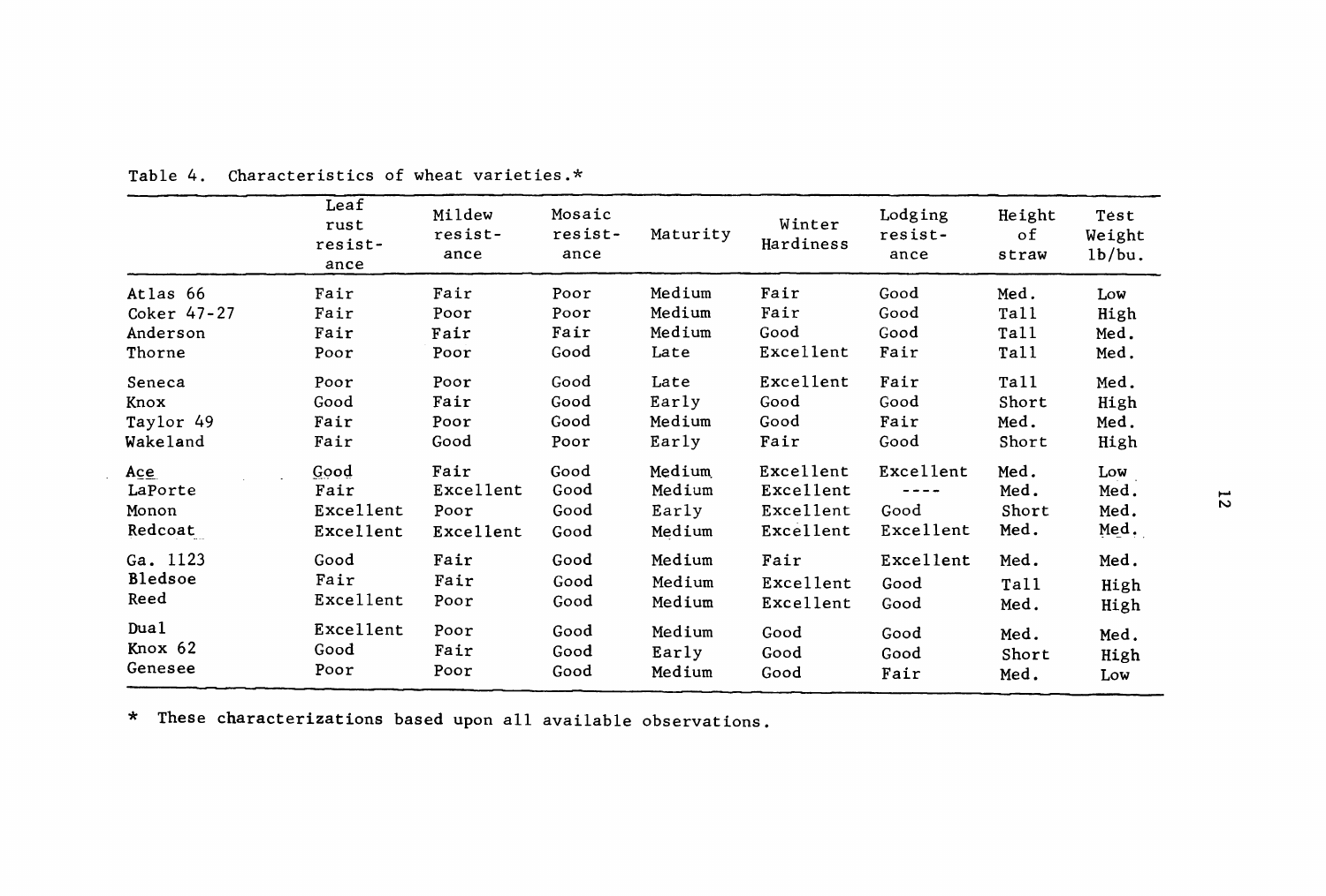Table 4. Characteristics of wheat varieties.*

| | Leaf rust resist-ance | Mildew resist-ance | Mosaic resist-ance | Maturity | Winter Hardiness | Lodging resist-ance | Height of straw | Test Weight lb/bu. |
|---|---|---|---|---|---|---|---|---|
| Atlas 66 | Fair | Fair | Poor | Medium | Fair | Good | Med. | Low |
| Coker 47-27 | Fair | Poor | Poor | Medium | Fair | Good | Tall | High |
| Anderson | Fair | Fair | Fair | Medium | Good | Good | Tall | Med. |
| Thorne | Poor | Poor | Good | Late | Excellent | Fair | Tall | Med. |
| Seneca | Poor | Poor | Good | Late | Excellent | Fair | Tall | Med. |
| Knox | Good | Fair | Good | Early | Good | Good | Short | High |
| Taylor 49 | Fair | Poor | Good | Medium | Good | Fair | Med. | Med. |
| Wakeland | Fair | Good | Poor | Early | Fair | Good | Short | High |
| Ace | Good | Fair | Good | Medium | Excellent | Excellent | Med. | Low |
| LaPorte | Fair | Excellent | Good | Medium | Excellent | ---- | Med. | Med. |
| Monon | Excellent | Poor | Good | Early | Excellent | Good | Short | Med. |
| Redcoat | Excellent | Excellent | Good | Medium | Excellent | Excellent | Med. | Med. |
| Ga. 1123 | Good | Fair | Good | Medium | Fair | Excellent | Med. | Med. |
| Bledsoe | Fair | Fair | Good | Medium | Excellent | Good | Tall | High |
| Reed | Excellent | Poor | Good | Medium | Excellent | Good | Med. | High |
| Dual | Excellent | Poor | Good | Medium | Good | Good | Med. | Med. |
| Knox 62 | Good | Fair | Good | Early | Good | Good | Short | High |
| Genesee | Poor | Poor | Good | Medium | Good | Fair | Med. | Low |

* These characterizations based upon all available observations.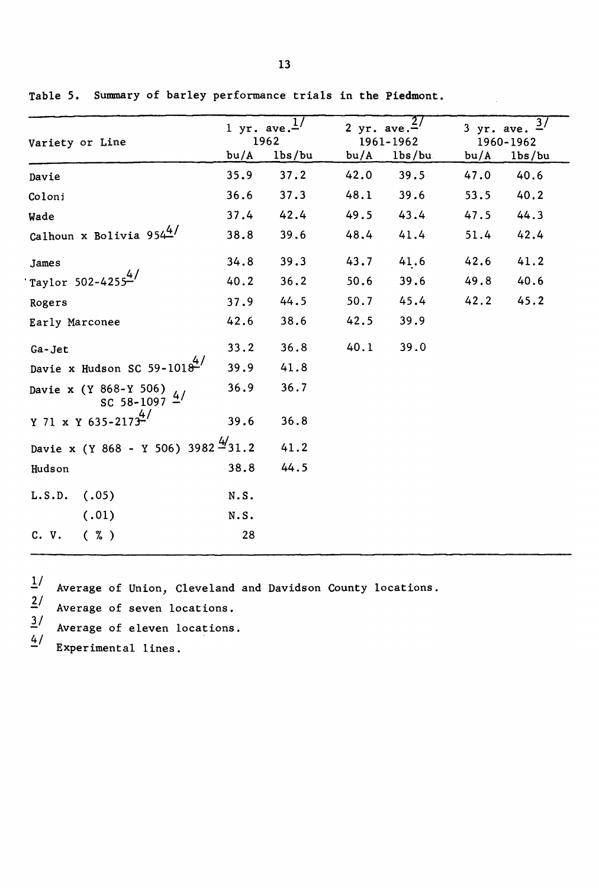Table 5. Summary of barley performance trials in the Piedmont.

| Variety or Line | 1 yr. ave.[1] 1962 | | 2 yr. ave.[2] 1961-1962 | | 3 yr. ave. [3] 1960-1962 | |
|---|---|---|---|---|---|---|
| | bu/A | lbs/bu | bu/A | lbs/bu | bu/A | lbs/bu |
| Davie | 35.9 | 37.2 | 42.0 | 39.5 | 47.0 | 40.6 |
| Colonj | 36.6 | 37.3 | 48.1 | 39.6 | 53.5 | 40.2 |
| Wade | 37.4 | 42.4 | 49.5 | 43.4 | 47.5 | 44.3 |
| Calhoun x Bolivia 954[4] | 38.8 | 39.6 | 48.4 | 41.4 | 51.4 | 42.4 |
| James | 34.8 | 39.3 | 43.7 | 41.6 | 42.6 | 41.2 |
| Taylor 502-4255[4] | 40.2 | 36.2 | 50.6 | 39.6 | 49.8 | 40.6 |
| Rogers | 37.9 | 44.5 | 50.7 | 45.4 | 42.2 | 45.2 |
| Early Marconee | 42.6 | 38.6 | 42.5 | 39.9 | | |
| Ga-Jet | 33.2 | 36.8 | 40.1 | 39.0 | | |
| Davie x Hudson SC 59-1018[4] | 39.9 | 41.8 | | | | |
| Davie x (Y 868-Y 506) SC 58-1097 [4] | 36.9 | 36.7 | | | | |
| Y 71 x Y 635-2173[4] | 39.6 | 36.8 | | | | |
| Davie x (Y 868 - Y 506) 3982 [4] | 31.2 | 41.2 | | | | |
| Hudson | 38.8 | 44.5 | | | | |
| L.S.D. (.05) | N.S. | | | | | |
| (.01) | N.S. | | | | | |
| C. V. ( % ) | 28 | | | | | |

[1] Average of Union, Cleveland and Davidson County locations.

[2] Average of seven locations.

[3] Average of eleven locations.

[4] Experimental lines.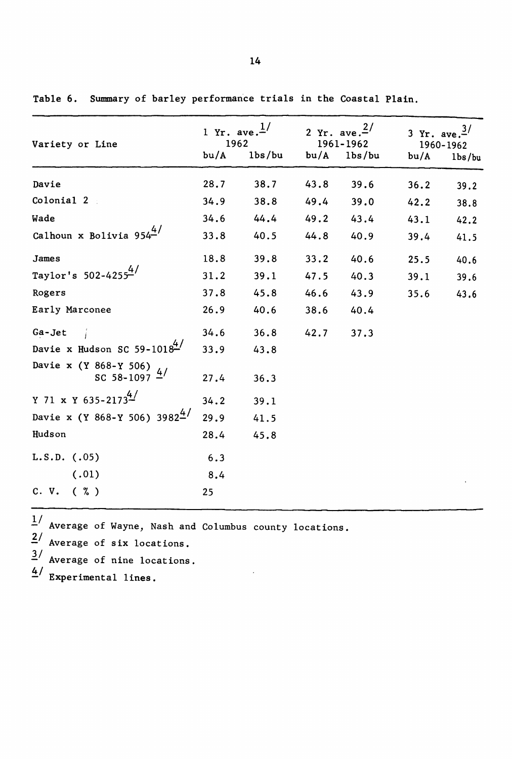Table 6. Summary of barley performance trials in the Coastal Plain.

| Variety or Line | 1 Yr. ave.[1/] 1962 | | 2 Yr. ave.[2/] 1961-1962 | | 3 Yr. ave.[3/] 1960-1962 | |
|---|---|---|---|---|---|---|
| | bu/A | lbs/bu | bu/A | lbs/bu | bu/A | lbs/bu |
| Davie | 28.7 | 38.7 | 43.8 | 39.6 | 36.2 | 39.2 |
| Colonial 2 | 34.9 | 38.8 | 49.4 | 39.0 | 42.2 | 38.8 |
| Wade | 34.6 | 44.4 | 49.2 | 43.4 | 43.1 | 42.2 |
| Calhoun x Bolivia 954[4/] | 33.8 | 40.5 | 44.8 | 40.9 | 39.4 | 41.5 |
| James | 18.8 | 39.8 | 33.2 | 40.6 | 25.5 | 40.6 |
| Taylor's 502-4255[4/] | 31.2 | 39.1 | 47.5 | 40.3 | 39.1 | 39.6 |
| Rogers | 37.8 | 45.8 | 46.6 | 43.9 | 35.6 | 43.6 |
| Early Marconee | 26.9 | 40.6 | 38.6 | 40.4 | | |
| Ga-Jet | 34.6 | 36.8 | 42.7 | 37.3 | | |
| Davie x Hudson SC 59-1018[4/] | 33.9 | 43.8 | | | | |
| Davie x (Y 868-Y 506) SC 58-1097 [4/] | 27.4 | 36.3 | | | | |
| Y 71 x Y 635-2173[4/] | 34.2 | 39.1 | | | | |
| Davie x (Y 868-Y 506) 3982[4/] | 29.9 | 41.5 | | | | |
| Hudson | 28.4 | 45.8 | | | | |
| L.S.D. (.05) | 6.3 | | | | | |
| (.01) | 8.4 | | | | | |
| C. V. ( % ) | 25 | | | | | |

[1/] Average of Wayne, Nash and Columbus county locations.

[2/] Average of six locations.

[3/] Average of nine locations.

[4/] Experimental lines.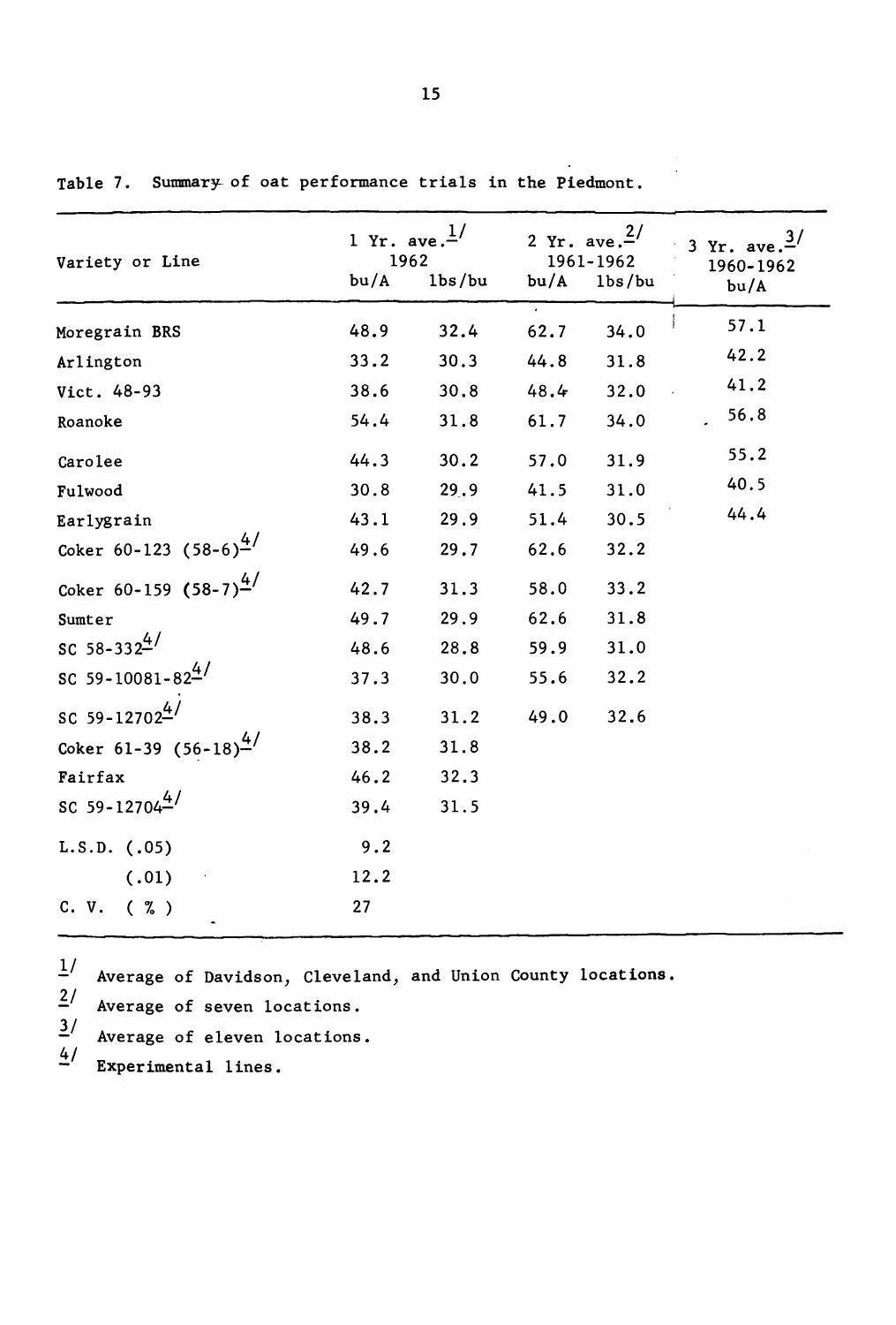Table 7. Summary of oat performance trials in the Piedmont.

| Variety or Line | 1 Yr. ave.[1/] 1962 | | 2 Yr. ave.[2/] 1961-1962 | | 3 Yr. ave.[3/] 1960-1962 |
|---|---|---|---|---|---|
| | bu/A | lbs/bu | bu/A | lbs/bu | bu/A |
| Moregrain BRS | 48.9 | 32.4 | 62.7 | 34.0 | 57.1 |
| Arlington | 33.2 | 30.3 | 44.8 | 31.8 | 42.2 |
| Vict. 48-93 | 38.6 | 30.8 | 48.4 | 32.0 | 41.2 |
| Roanoke | 54.4 | 31.8 | 61.7 | 34.0 | 56.8 |
| Carolee | 44.3 | 30.2 | 57.0 | 31.9 | 55.2 |
| Fulwood | 30.8 | 29.9 | 41.5 | 31.0 | 40.5 |
| Earlygrain | 43.1 | 29.9 | 51.4 | 30.5 | 44.4 |
| Coker 60-123 (58-6)[4/] | 49.6 | 29.7 | 62.6 | 32.2 | |
| Coker 60-159 (58-7)[4/] | 42.7 | 31.3 | 58.0 | 33.2 | |
| Sumter | 49.7 | 29.9 | 62.6 | 31.8 | |
| SC 58-332[4/] | 48.6 | 28.8 | 59.9 | 31.0 | |
| SC 59-10081-82[4/] | 37.3 | 30.0 | 55.6 | 32.2 | |
| SC 59-12702[4/] | 38.3 | 31.2 | 49.0 | 32.6 | |
| Coker 61-39 (56-18)[4/] | 38.2 | 31.8 | | | |
| Fairfax | 46.2 | 32.3 | | | |
| SC 59-12704[4/] | 39.4 | 31.5 | | | |
| L.S.D. (.05) | 9.2 | | | | |
| (.01) | 12.2 | | | | |
| C. V. ( % ) | 27 | | | | |

1/ Average of Davidson, Cleveland, and Union County locations.

2/ Average of seven locations.

3/ Average of eleven locations.

4/ Experimental lines.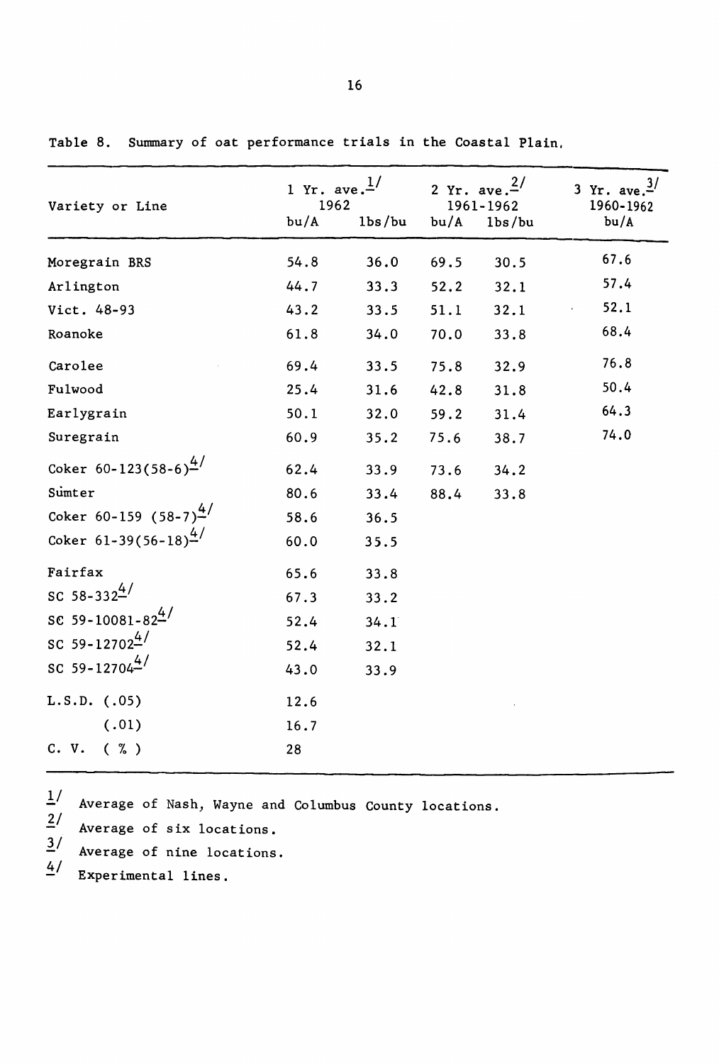Table 8. Summary of oat performance trials in the Coastal Plain.

| Variety or Line | 1 Yr. ave.[1] 1962 | | 2 Yr. ave.[2] 1961-1962 | | 3 Yr. ave.[3] 1960-1962 |
|---|---|---|---|---|---|
| | bu/A | lbs/bu | bu/A | lbs/bu | bu/A |
| Moregrain BRS | 54.8 | 36.0 | 69.5 | 30.5 | 67.6 |
| Arlington | 44.7 | 33.3 | 52.2 | 32.1 | 57.4 |
| Vict. 48-93 | 43.2 | 33.5 | 51.1 | 32.1 | 52.1 |
| Roanoke | 61.8 | 34.0 | 70.0 | 33.8 | 68.4 |
| Carolee | 69.4 | 33.5 | 75.8 | 32.9 | 76.8 |
| Fulwood | 25.4 | 31.6 | 42.8 | 31.8 | 50.4 |
| Earlygrain | 50.1 | 32.0 | 59.2 | 31.4 | 64.3 |
| Suregrain | 60.9 | 35.2 | 75.6 | 38.7 | 74.0 |
| Coker 60-123(58-6)[4] | 62.4 | 33.9 | 73.6 | 34.2 | |
| Sumter | 80.6 | 33.4 | 88.4 | 33.8 | |
| Coker 60-159 (58-7)[4] | 58.6 | 36.5 | | | |
| Coker 61-39(56-18)[4] | 60.0 | 35.5 | | | |
| Fairfax | 65.6 | 33.8 | | | |
| SC 58-332[4] | 67.3 | 33.2 | | | |
| SC 59-10081-82[4] | 52.4 | 34.1 | | | |
| SC 59-12702[4] | 52.4 | 32.1 | | | |
| SC 59-12704[4] | 43.0 | 33.9 | | | |
| L.S.D. (.05) | 12.6 | | | | |
| (.01) | 16.7 | | | | |
| C. V. ( % ) | 28 | | | | |

[1] Average of Nash, Wayne and Columbus County locations.

[2] Average of six locations.

[3] Average of nine locations.

[4] Experimental lines.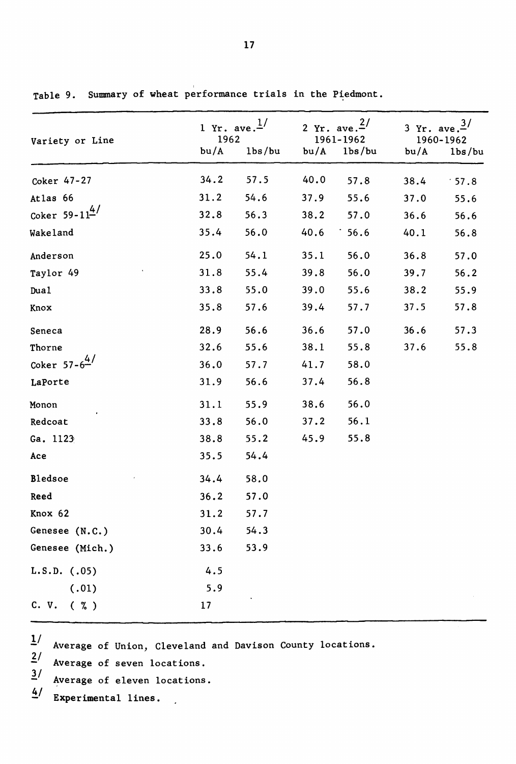Table 9. Summary of wheat performance trials in the Piedmont.

| Variety or Line | 1 Yr. ave.[1/] 1962 | | 2 Yr. ave.[2/] 1961-1962 | | 3 Yr. ave.[3/] 1960-1962 | |
|---|---|---|---|---|---|---|
| | bu/A | lbs/bu | bu/A | lbs/bu | bu/A | lbs/bu |
| Coker 47-27 | 34.2 | 57.5 | 40.0 | 57.8 | 38.4 | 57.8 |
| Atlas 66 | 31.2 | 54.6 | 37.9 | 55.6 | 37.0 | 55.6 |
| Coker 59-11[4/] | 32.8 | 56.3 | 38.2 | 57.0 | 36.6 | 56.6 |
| Wakeland | 35.4 | 56.0 | 40.6 | 56.6 | 40.1 | 56.8 |
| Anderson | 25.0 | 54.1 | 35.1 | 56.0 | 36.8 | 57.0 |
| Taylor 49 | 31.8 | 55.4 | 39.8 | 56.0 | 39.7 | 56.2 |
| Dual | 33.8 | 55.0 | 39.0 | 55.6 | 38.2 | 55.9 |
| Knox | 35.8 | 57.6 | 39.4 | 57.7 | 37.5 | 57.8 |
| Seneca | 28.9 | 56.6 | 36.6 | 57.0 | 36.6 | 57.3 |
| Thorne | 32.6 | 55.6 | 38.1 | 55.8 | 37.6 | 55.8 |
| Coker 57-6[4/] | 36.0 | 57.7 | 41.7 | 58.0 | | |
| LaPorte | 31.9 | 56.6 | 37.4 | 56.8 | | |
| Monon | 31.1 | 55.9 | 38.6 | 56.0 | | |
| Redcoat | 33.8 | 56.0 | 37.2 | 56.1 | | |
| Ga. 1123 | 38.8 | 55.2 | 45.9 | 55.8 | | |
| Ace | 35.5 | 54.4 | | | | |
| Bledsoe | 34.4 | 58.0 | | | | |
| Reed | 36.2 | 57.0 | | | | |
| Knox 62 | 31.2 | 57.7 | | | | |
| Genesee (N.C.) | 30.4 | 54.3 | | | | |
| Genesee (Mich.) | 33.6 | 53.9 | | | | |
| L.S.D. (.05) | 4.5 | | | | | |
| (.01) | 5.9 | | | | | |
| C. V. (%) | 17 | | | | | |

[1/] Average of Union, Cleveland and Davison County locations.

[2/] Average of seven locations.

[3/] Average of eleven locations.

[4/] Experimental lines.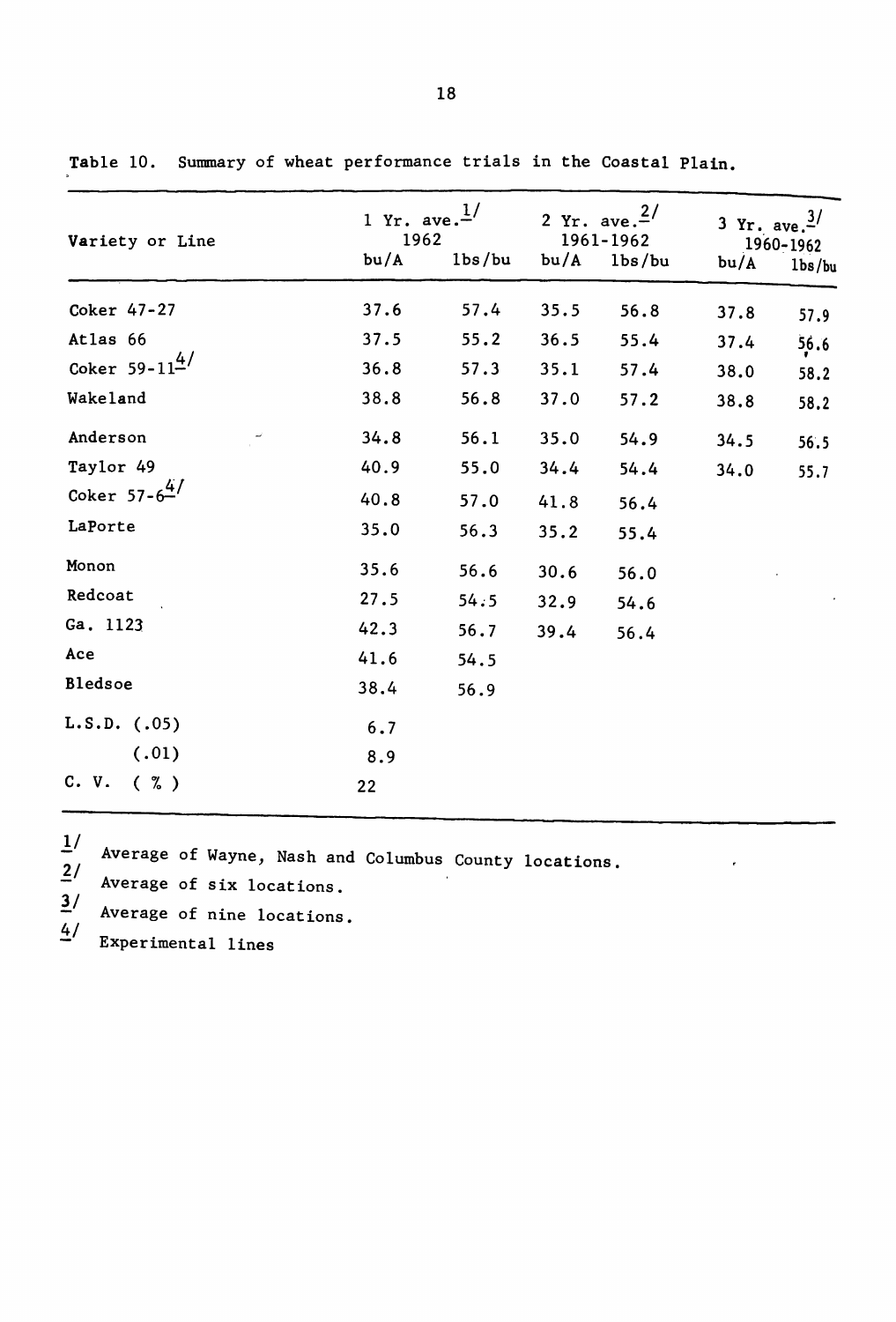Table 10. Summary of wheat performance trials in the Coastal Plain.

| Variety or Line | 1 Yr. ave.[1/] 1962 | | 2 Yr. ave.[2/] 1961-1962 | | 3 Yr. ave.[3/] 1960-1962 | |
|---|---|---|---|---|---|---|
| | bu/A | lbs/bu | bu/A | lbs/bu | bu/A | lbs/bu |
| Coker 47-27 | 37.6 | 57.4 | 35.5 | 56.8 | 37.8 | 57.9 |
| Atlas 66 | 37.5 | 55.2 | 36.5 | 55.4 | 37.4 | 56.6 |
| Coker 59-11[4/] | 36.8 | 57.3 | 35.1 | 57.4 | 38.0 | 58.2 |
| Wakeland | 38.8 | 56.8 | 37.0 | 57.2 | 38.8 | 58.2 |
| Anderson | 34.8 | 56.1 | 35.0 | 54.9 | 34.5 | 56.5 |
| Taylor 49 | 40.9 | 55.0 | 34.4 | 54.4 | 34.0 | 55.7 |
| Coker 57-6[4/] | 40.8 | 57.0 | 41.8 | 56.4 | | |
| LaPorte | 35.0 | 56.3 | 35.2 | 55.4 | | |
| Monon | 35.6 | 56.6 | 30.6 | 56.0 | | |
| Redcoat | 27.5 | 54.5 | 32.9 | 54.6 | | |
| Ga. 1123 | 42.3 | 56.7 | 39.4 | 56.4 | | |
| Ace | 41.6 | 54.5 | | | | |
| Bledsoe | 38.4 | 56.9 | | | | |
| L.S.D. (.05) | 6.7 | | | | | |
| (.01) | 8.9 | | | | | |
| C. V. ( % ) | 22 | | | | | |

1/ Average of Wayne, Nash and Columbus County locations.

2/ Average of six locations.

3/ Average of nine locations.

4/ Experimental lines